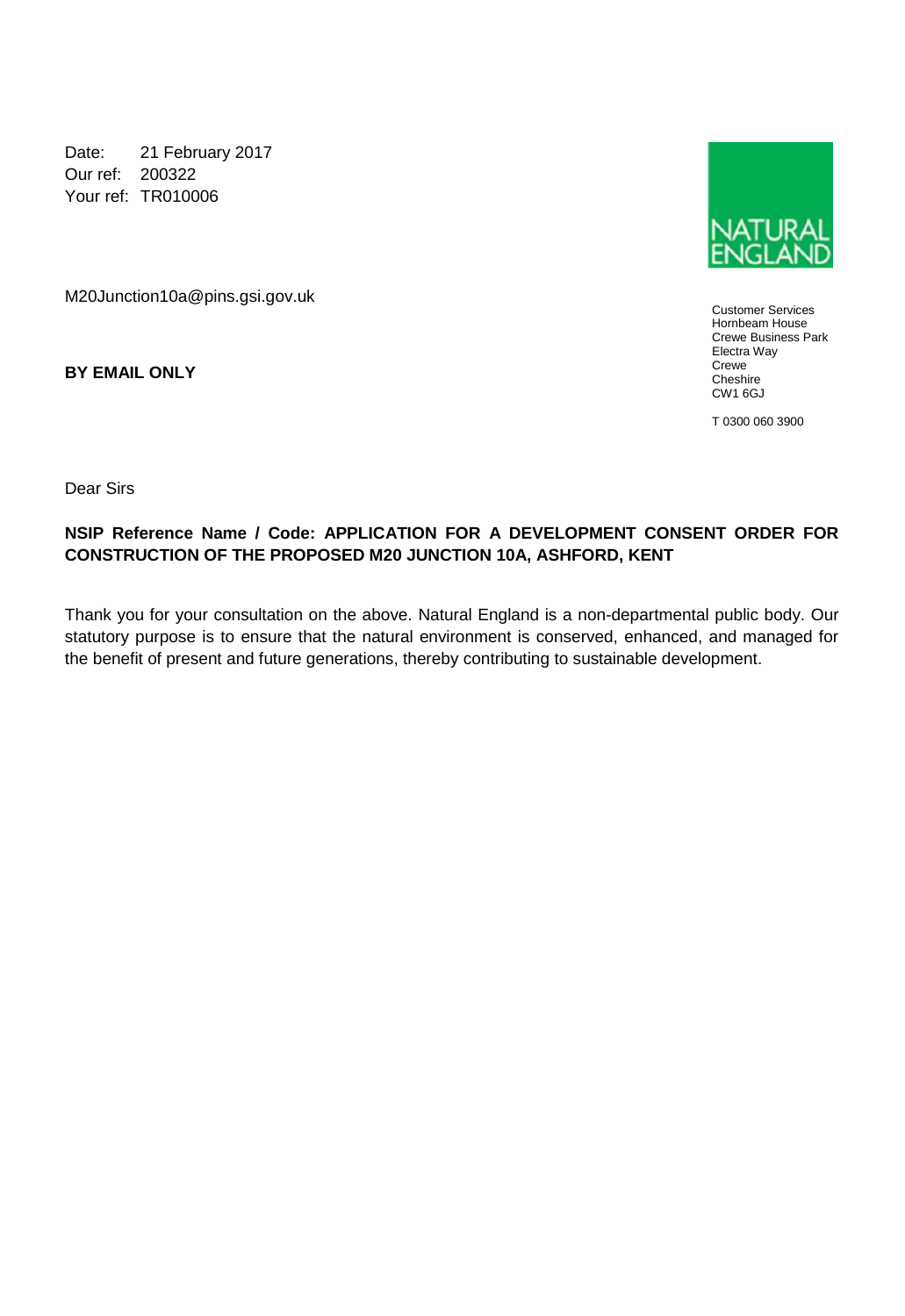Date: 21 February 2017
Our ref: 200322
Your ref: TR010006

NATURAL ENGLAND

Customer Services
Hornbeam House
Crewe Business Park
Electra Way
Crewe
Cheshire
CW1 6GJ

T 0300 060 3900

M20Junction10a@pins.gsi.gov.uk

**BY EMAIL ONLY**

Dear Sirs

**NSIP Reference Name / Code: APPLICATION FOR A DEVELOPMENT CONSENT ORDER FOR CONSTRUCTION OF THE PROPOSED M20 JUNCTION 10A, ASHFORD, KENT**

Thank you for your consultation on the above. Natural England is a non-departmental public body. Our statutory purpose is to ensure that the natural environment is conserved, enhanced, and managed for the benefit of present and future generations, thereby contributing to sustainable development.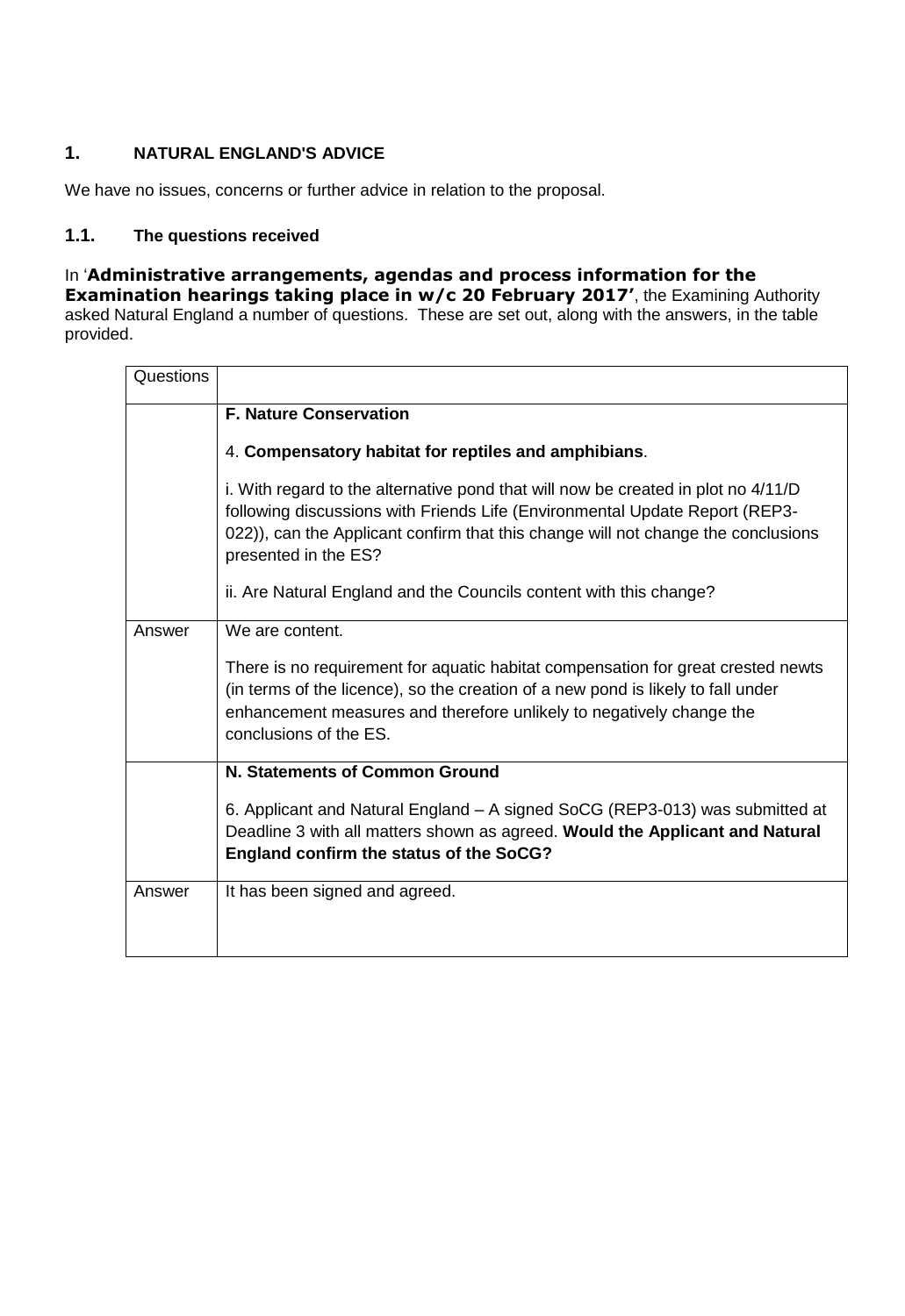## 1. NATURAL ENGLAND'S ADVICE

We have no issues, concerns or further advice in relation to the proposal.

### 1.1. The questions received

In '**Administrative arrangements, agendas and process information for the Examination hearings taking place in w/c 20 February 2017'**, the Examining Authority asked Natural England a number of questions. These are set out, along with the answers, in the table provided.

| Questions | |
|---|---|
| | **F. Nature Conservation**<br><br>4. **Compensatory habitat for reptiles and amphibians**.<br><br>i. With regard to the alternative pond that will now be created in plot no 4/11/D following discussions with Friends Life (Environmental Update Report (REP3-022)), can the Applicant confirm that this change will not change the conclusions presented in the ES?<br><br>ii. Are Natural England and the Councils content with this change? |
| Answer | We are content.<br><br>There is no requirement for aquatic habitat compensation for great crested newts (in terms of the licence), so the creation of a new pond is likely to fall under enhancement measures and therefore unlikely to negatively change the conclusions of the ES. |
| | **N. Statements of Common Ground**<br><br>6. Applicant and Natural England – A signed SoCG (REP3-013) was submitted at Deadline 3 with all matters shown as agreed. **Would the Applicant and Natural England confirm the status of the SoCG?** |
| Answer | It has been signed and agreed. |